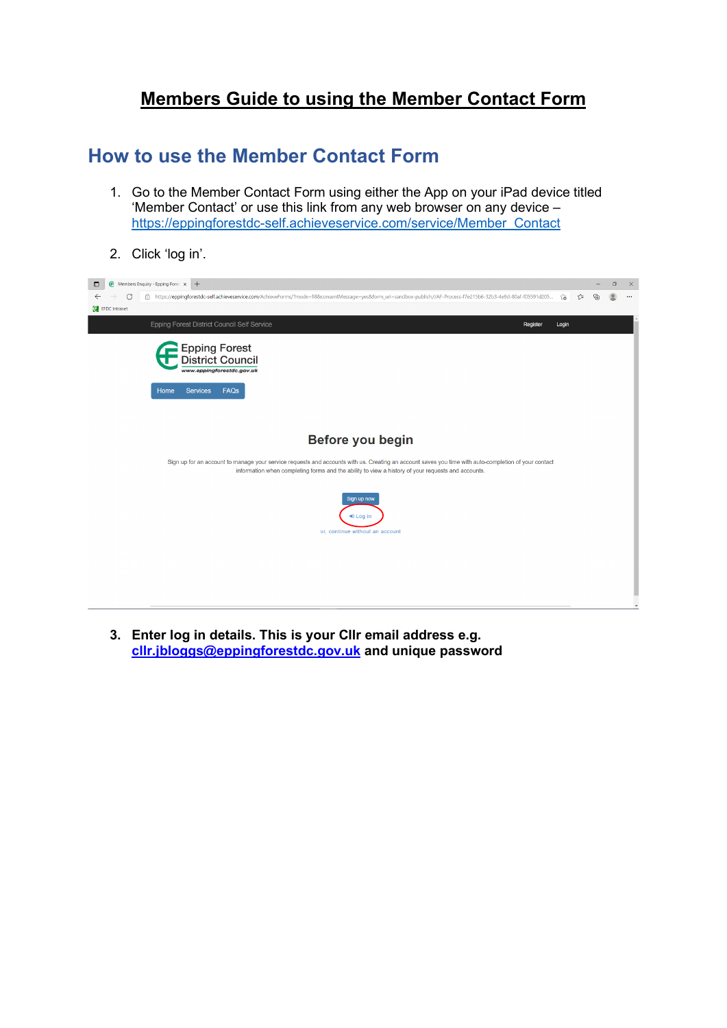# Members Guide to using the Member Contact Form

## How to use the Member Contact Form

1. Go to the Member Contact Form using either the App on your iPad device titled 'Member Contact' or use this link from any web browser on any device – https://eppingforestdc-self.achieveservice.com/service/Member_Contact

2. Click 'log in'.

3. **Enter log in details. This is your Cllr email address e.g. cllr.jbloggs@eppingforestdc.gov.uk and unique password**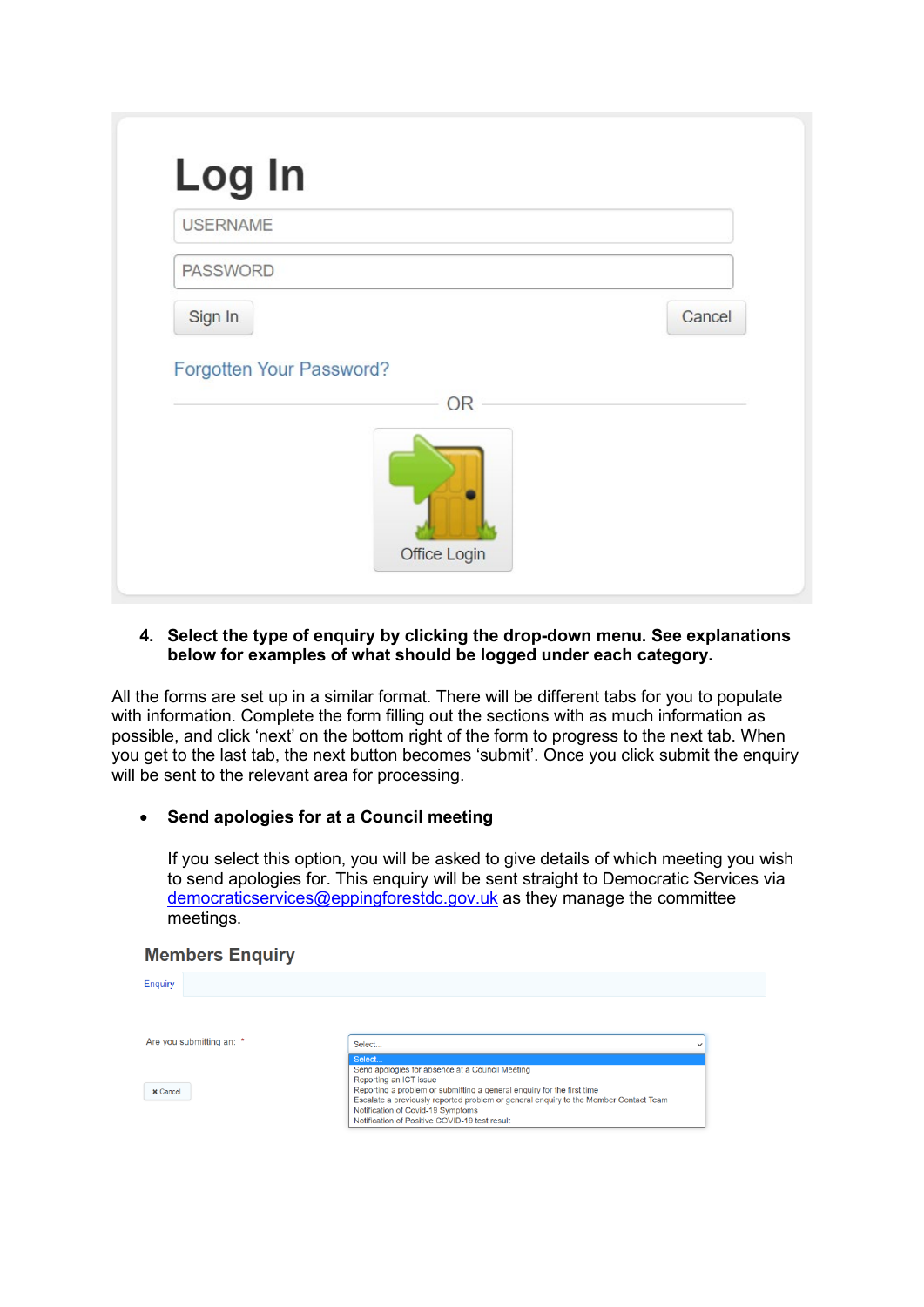# Log In

USERNAME

PASSWORD

Sign In Cancel

Forgotten Your Password?

OR

Office Login

4. **Select the type of enquiry by clicking the drop-down menu. See explanations below for examples of what should be logged under each category.**

All the forms are set up in a similar format. There will be different tabs for you to populate with information. Complete the form filling out the sections with as much information as possible, and click 'next' on the bottom right of the form to progress to the next tab. When you get to the last tab, the next button becomes 'submit'. Once you click submit the enquiry will be sent to the relevant area for processing.

- **Send apologies for at a Council meeting**

  If you select this option, you will be asked to give details of which meeting you wish to send apologies for. This enquiry will be sent straight to Democratic Services via democraticservices@eppingforestdc.gov.uk as they manage the committee meetings.

**Members Enquiry**

Enquiry

Are you submitting an: *

Select...
- Select...
- Send apologies for absence at a Council Meeting
- Reporting an ICT Issue
- Reporting a problem or submitting a general enquiry for the first time
- Escalate a previously reported problem or general enquiry to the Member Contact Team
- Notification of Covid-19 Symptoms
- Notification of Positive COVID-19 test result

✖ Cancel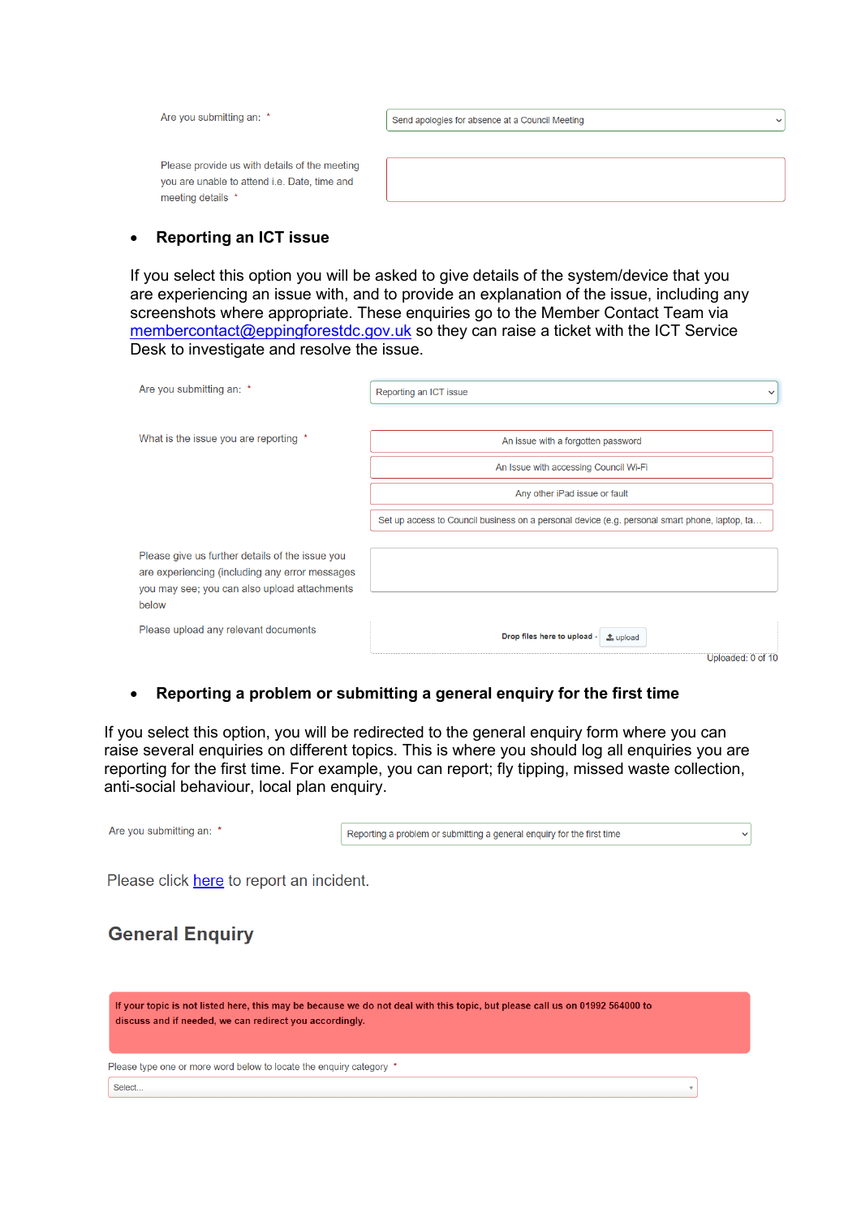Are you submitting an: *

Send apologies for absence at a Council Meeting

Please provide us with details of the meeting you are unable to attend i.e. Date, time and meeting details *

- **Reporting an ICT issue**

If you select this option you will be asked to give details of the system/device that you are experiencing an issue with, and to provide an explanation of the issue, including any screenshots where appropriate. These enquiries go to the Member Contact Team via [membercontact@eppingforestdc.gov.uk](mailto:membercontact@eppingforestdc.gov.uk) so they can raise a ticket with the ICT Service Desk to investigate and resolve the issue.

Are you submitting an: *

Reporting an ICT issue

What is the issue you are reporting *

An issue with a forgotten password

An Issue with accessing Council Wi-Fi

Any other iPad issue or fault

Set up access to Council business on a personal device (e.g. personal smart phone, laptop, ta…

Please give us further details of the issue you are experiencing (including any error messages you may see; you can also upload attachments below

Please upload any relevant documents

Drop files here to upload - upload

Uploaded: 0 of 10

- **Reporting a problem or submitting a general enquiry for the first time**

If you select this option, you will be redirected to the general enquiry form where you can raise several enquiries on different topics. This is where you should log all enquiries you are reporting for the first time. For example, you can report; fly tipping, missed waste collection, anti-social behaviour, local plan enquiry.

Are you submitting an: *

Reporting a problem or submitting a general enquiry for the first time

Please click here to report an incident.

## General Enquiry

**If your topic is not listed here, this may be because we do not deal with this topic, but please call us on 01992 564000 to discuss and if needed, we can redirect you accordingly.**

Please type one or more word below to locate the enquiry category *

Select...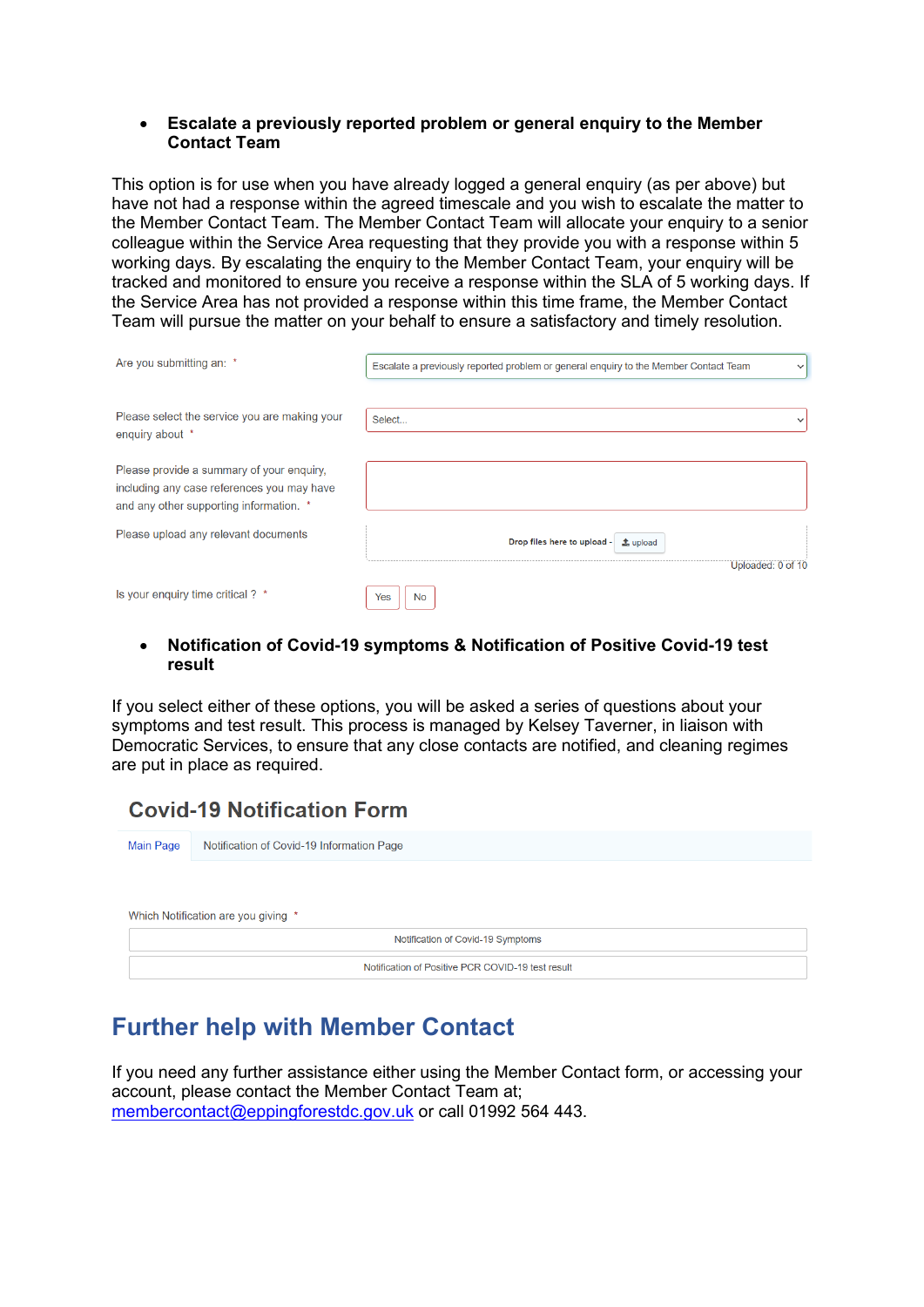- **Escalate a previously reported problem or general enquiry to the Member Contact Team**

This option is for use when you have already logged a general enquiry (as per above) but have not had a response within the agreed timescale and you wish to escalate the matter to the Member Contact Team. The Member Contact Team will allocate your enquiry to a senior colleague within the Service Area requesting that they provide you with a response within 5 working days. By escalating the enquiry to the Member Contact Team, your enquiry will be tracked and monitored to ensure you receive a response within the SLA of 5 working days. If the Service Area has not provided a response within this time frame, the Member Contact Team will pursue the matter on your behalf to ensure a satisfactory and timely resolution.

Are you submitting an: *
Escalate a previously reported problem or general enquiry to the Member Contact Team

Please select the service you are making your enquiry about *
Select...

Please provide a summary of your enquiry, including any case references you may have and any other supporting information. *

Please upload any relevant documents
Drop files here to upload - upload
Uploaded: 0 of 10

Is your enquiry time critical ? *
Yes No

- **Notification of Covid-19 symptoms & Notification of Positive Covid-19 test result**

If you select either of these options, you will be asked a series of questions about your symptoms and test result. This process is managed by Kelsey Taverner, in liaison with Democratic Services, to ensure that any close contacts are notified, and cleaning regimes are put in place as required.

### Covid-19 Notification Form

Main Page | Notification of Covid-19 Information Page

Which Notification are you giving *
Notification of Covid-19 Symptoms
Notification of Positive PCR COVID-19 test result

## Further help with Member Contact

If you need any further assistance either using the Member Contact form, or accessing your account, please contact the Member Contact Team at; membercontact@eppingforestdc.gov.uk or call 01992 564 443.